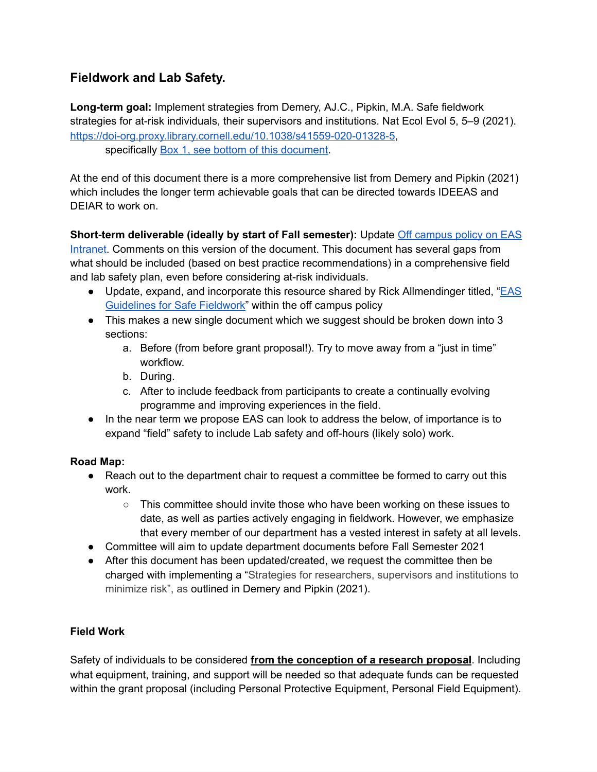## Fieldwork and Lab Safety.

**Long-term goal:** Implement strategies from Demery, AJ.C., Pipkin, M.A. Safe fieldwork strategies for at-risk individuals, their supervisors and institutions. Nat Ecol Evol 5, 5–9 (2021). https://doi-org.proxy.library.cornell.edu/10.1038/s41559-020-01328-5,

specifically Box 1, see bottom of this document.

At the end of this document there is a more comprehensive list from Demery and Pipkin (2021) which includes the longer term achievable goals that can be directed towards IDEEAS and DEIAR to work on.

**Short-term deliverable (ideally by start of Fall semester):** Update Off campus policy on EAS Intranet. Comments on this version of the document. This document has several gaps from what should be included (based on best practice recommendations) in a comprehensive field and lab safety plan, even before considering at-risk individuals.

- Update, expand, and incorporate this resource shared by Rick Allmendinger titled, "EAS Guidelines for Safe Fieldwork" within the off campus policy
- This makes a new single document which we suggest should be broken down into 3 sections:
    a. Before (from before grant proposal!). Try to move away from a "just in time" workflow.
    b. During.
    c. After to include feedback from participants to create a continually evolving programme and improving experiences in the field.
- In the near term we propose EAS can look to address the below, of importance is to expand "field" safety to include Lab safety and off-hours (likely solo) work.

**Road Map:**

- Reach out to the department chair to request a committee be formed to carry out this work.
    - This committee should invite those who have been working on these issues to date, as well as parties actively engaging in fieldwork. However, we emphasize that every member of our department has a vested interest in safety at all levels.
- Committee will aim to update department documents before Fall Semester 2021
- After this document has been updated/created, we request the committee then be charged with implementing a "Strategies for researchers, supervisors and institutions to minimize risk", as outlined in Demery and Pipkin (2021).

**Field Work**

Safety of individuals to be considered **<u>from the conception of a research proposal</u>**. Including what equipment, training, and support will be needed so that adequate funds can be requested within the grant proposal (including Personal Protective Equipment, Personal Field Equipment).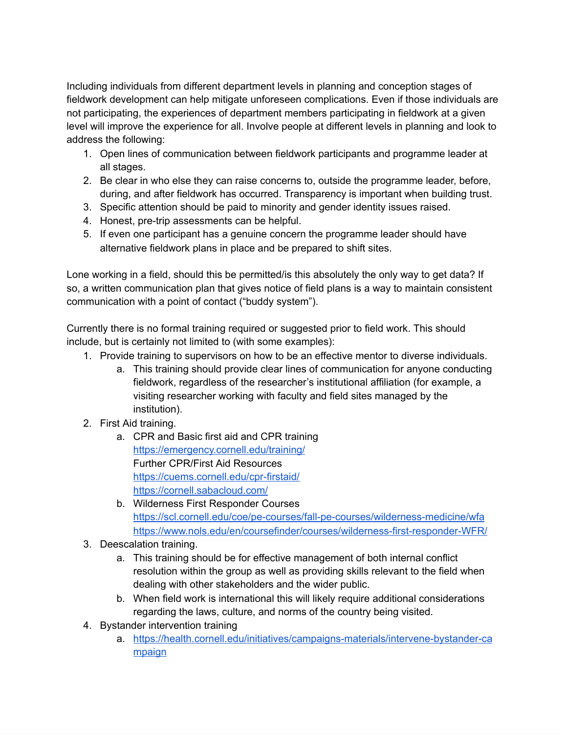Including individuals from different department levels in planning and conception stages of fieldwork development can help mitigate unforeseen complications. Even if those individuals are not participating, the experiences of department members participating in fieldwork at a given level will improve the experience for all. Involve people at different levels in planning and look to address the following:

1. Open lines of communication between fieldwork participants and programme leader at all stages.
2. Be clear in who else they can raise concerns to, outside the programme leader, before, during, and after fieldwork has occurred. Transparency is important when building trust.
3. Specific attention should be paid to minority and gender identity issues raised.
4. Honest, pre-trip assessments can be helpful.
5. If even one participant has a genuine concern the programme leader should have alternative fieldwork plans in place and be prepared to shift sites.

Lone working in a field, should this be permitted/is this absolutely the only way to get data? If so, a written communication plan that gives notice of field plans is a way to maintain consistent communication with a point of contact ("buddy system").

Currently there is no formal training required or suggested prior to field work. This should include, but is certainly not limited to (with some examples):

1. Provide training to supervisors on how to be an effective mentor to diverse individuals.
    a. This training should provide clear lines of communication for anyone conducting fieldwork, regardless of the researcher's institutional affiliation (for example, a visiting researcher working with faculty and field sites managed by the institution).
2. First Aid training.
    a. CPR and Basic first aid and CPR training
    [https://emergency.cornell.edu/training/](https://emergency.cornell.edu/training/)
    Further CPR/First Aid Resources
    [https://cuems.cornell.edu/cpr-firstaid/](https://cuems.cornell.edu/cpr-firstaid/)
    [https://cornell.sabacloud.com/](https://cornell.sabacloud.com/)
    b. Wilderness First Responder Courses
    [https://scl.cornell.edu/coe/pe-courses/fall-pe-courses/wilderness-medicine/wfa](https://scl.cornell.edu/coe/pe-courses/fall-pe-courses/wilderness-medicine/wfa)
    [https://www.nols.edu/en/coursefinder/courses/wilderness-first-responder-WFR/](https://www.nols.edu/en/coursefinder/courses/wilderness-first-responder-WFR/)
3. Deescalation training.
    a. This training should be for effective management of both internal conflict resolution within the group as well as providing skills relevant to the field when dealing with other stakeholders and the wider public.
    b. When field work is international this will likely require additional considerations regarding the laws, culture, and norms of the country being visited.
4. Bystander intervention training
    a. [https://health.cornell.edu/initiatives/campaigns-materials/intervene-bystander-campaign](https://health.cornell.edu/initiatives/campaigns-materials/intervene-bystander-campaign)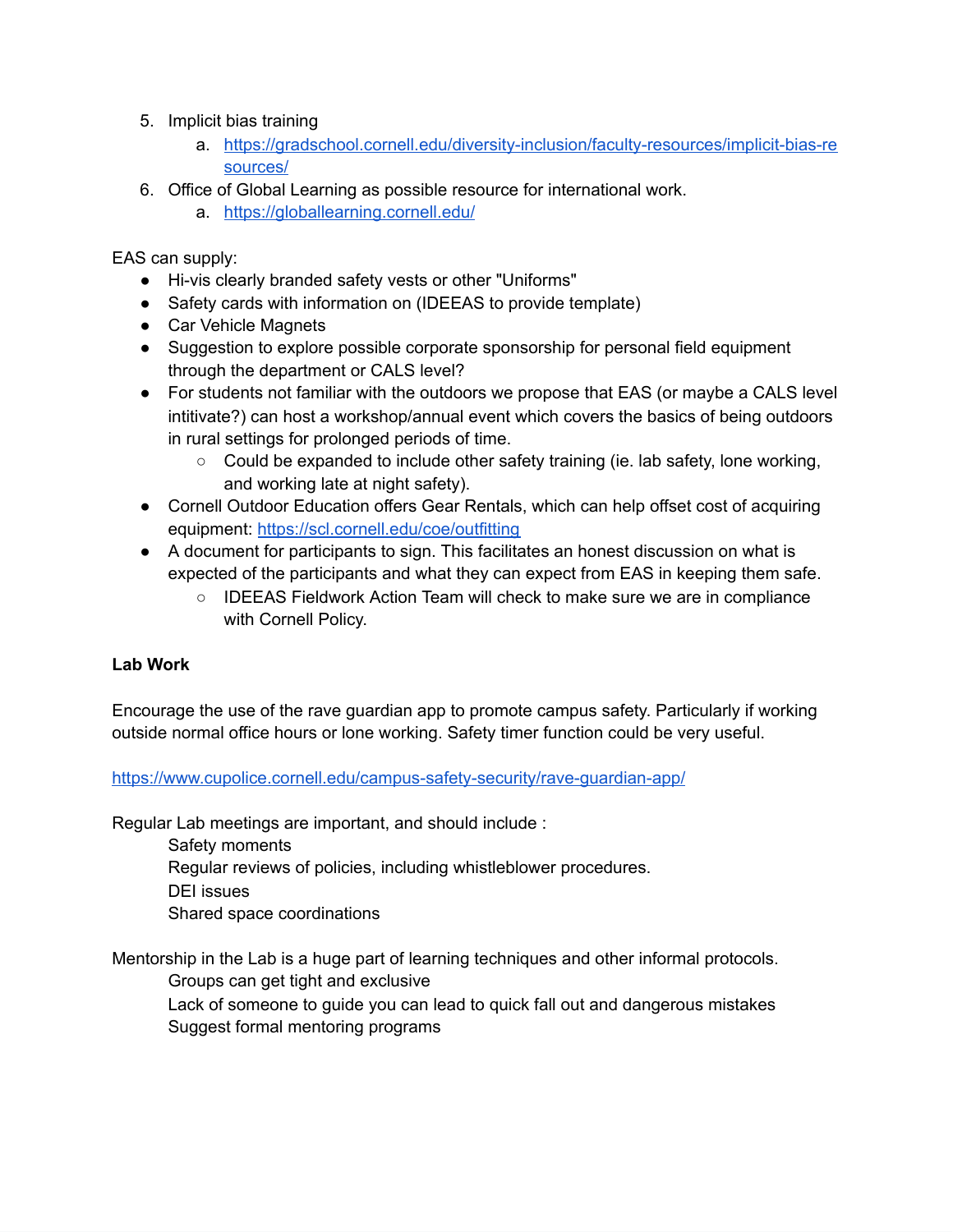5. Implicit bias training
    a. https://gradschool.cornell.edu/diversity-inclusion/faculty-resources/implicit-bias-resources/
6. Office of Global Learning as possible resource for international work.
    a. https://globallearning.cornell.edu/

EAS can supply:

- Hi-vis clearly branded safety vests or other "Uniforms"
- Safety cards with information on (IDEEAS to provide template)
- Car Vehicle Magnets
- Suggestion to explore possible corporate sponsorship for personal field equipment through the department or CALS level?
- For students not familiar with the outdoors we propose that EAS (or maybe a CALS level intitivate?) can host a workshop/annual event which covers the basics of being outdoors in rural settings for prolonged periods of time.
    - Could be expanded to include other safety training (ie. lab safety, lone working, and working late at night safety).
- Cornell Outdoor Education offers Gear Rentals, which can help offset cost of acquiring equipment: https://scl.cornell.edu/coe/outfitting
- A document for participants to sign. This facilitates an honest discussion on what is expected of the participants and what they can expect from EAS in keeping them safe.
    - IDEEAS Fieldwork Action Team will check to make sure we are in compliance with Cornell Policy.

**Lab Work**

Encourage the use of the rave guardian app to promote campus safety. Particularly if working outside normal office hours or lone working. Safety timer function could be very useful.

https://www.cupolice.cornell.edu/campus-safety-security/rave-guardian-app/

Regular Lab meetings are important, and should include :

Safety moments
Regular reviews of policies, including whistleblower procedures.
DEI issues
Shared space coordinations

Mentorship in the Lab is a huge part of learning techniques and other informal protocols.

Groups can get tight and exclusive
Lack of someone to guide you can lead to quick fall out and dangerous mistakes
Suggest formal mentoring programs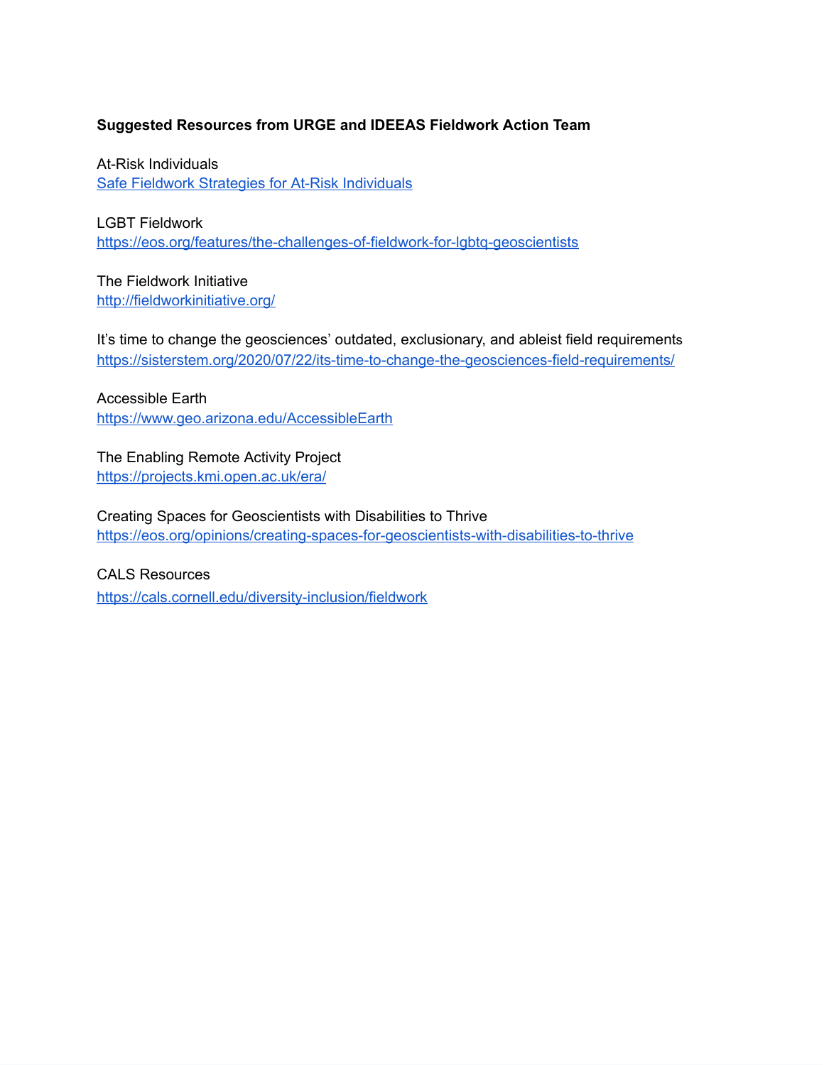**Suggested Resources from URGE and IDEEAS Fieldwork Action Team**

At-Risk Individuals
Safe Fieldwork Strategies for At-Risk Individuals

LGBT Fieldwork
https://eos.org/features/the-challenges-of-fieldwork-for-lgbtq-geoscientists

The Fieldwork Initiative
http://fieldworkinitiative.org/

It's time to change the geosciences' outdated, exclusionary, and ableist field requirements
https://sisterstem.org/2020/07/22/its-time-to-change-the-geosciences-field-requirements/

Accessible Earth
https://www.geo.arizona.edu/AccessibleEarth

The Enabling Remote Activity Project
https://projects.kmi.open.ac.uk/era/

Creating Spaces for Geoscientists with Disabilities to Thrive
https://eos.org/opinions/creating-spaces-for-geoscientists-with-disabilities-to-thrive

CALS Resources
https://cals.cornell.edu/diversity-inclusion/fieldwork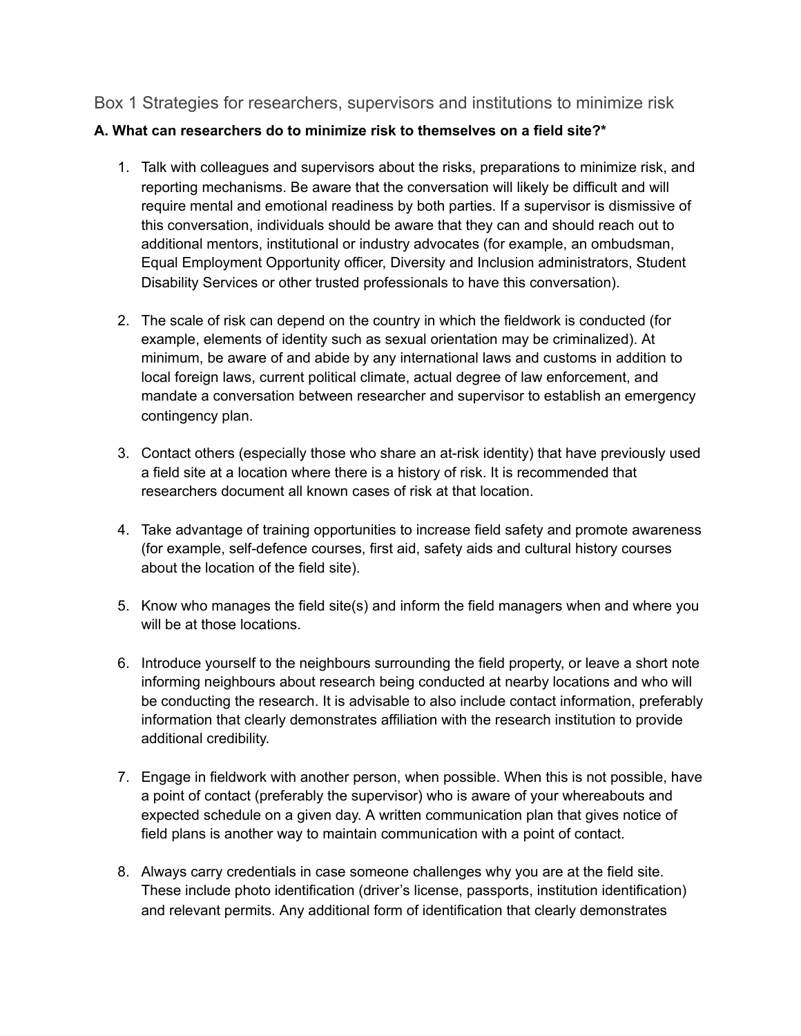## Box 1 Strategies for researchers, supervisors and institutions to minimize risk

**A. What can researchers do to minimize risk to themselves on a field site?***

1. Talk with colleagues and supervisors about the risks, preparations to minimize risk, and reporting mechanisms. Be aware that the conversation will likely be difficult and will require mental and emotional readiness by both parties. If a supervisor is dismissive of this conversation, individuals should be aware that they can and should reach out to additional mentors, institutional or industry advocates (for example, an ombudsman, Equal Employment Opportunity officer, Diversity and Inclusion administrators, Student Disability Services or other trusted professionals to have this conversation).

2. The scale of risk can depend on the country in which the fieldwork is conducted (for example, elements of identity such as sexual orientation may be criminalized). At minimum, be aware of and abide by any international laws and customs in addition to local foreign laws, current political climate, actual degree of law enforcement, and mandate a conversation between researcher and supervisor to establish an emergency contingency plan.

3. Contact others (especially those who share an at-risk identity) that have previously used a field site at a location where there is a history of risk. It is recommended that researchers document all known cases of risk at that location.

4. Take advantage of training opportunities to increase field safety and promote awareness (for example, self-defence courses, first aid, safety aids and cultural history courses about the location of the field site).

5. Know who manages the field site(s) and inform the field managers when and where you will be at those locations.

6. Introduce yourself to the neighbours surrounding the field property, or leave a short note informing neighbours about research being conducted at nearby locations and who will be conducting the research. It is advisable to also include contact information, preferably information that clearly demonstrates affiliation with the research institution to provide additional credibility.

7. Engage in fieldwork with another person, when possible. When this is not possible, have a point of contact (preferably the supervisor) who is aware of your whereabouts and expected schedule on a given day. A written communication plan that gives notice of field plans is another way to maintain communication with a point of contact.

8. Always carry credentials in case someone challenges why you are at the field site. These include photo identification (driver's license, passports, institution identification) and relevant permits. Any additional form of identification that clearly demonstrates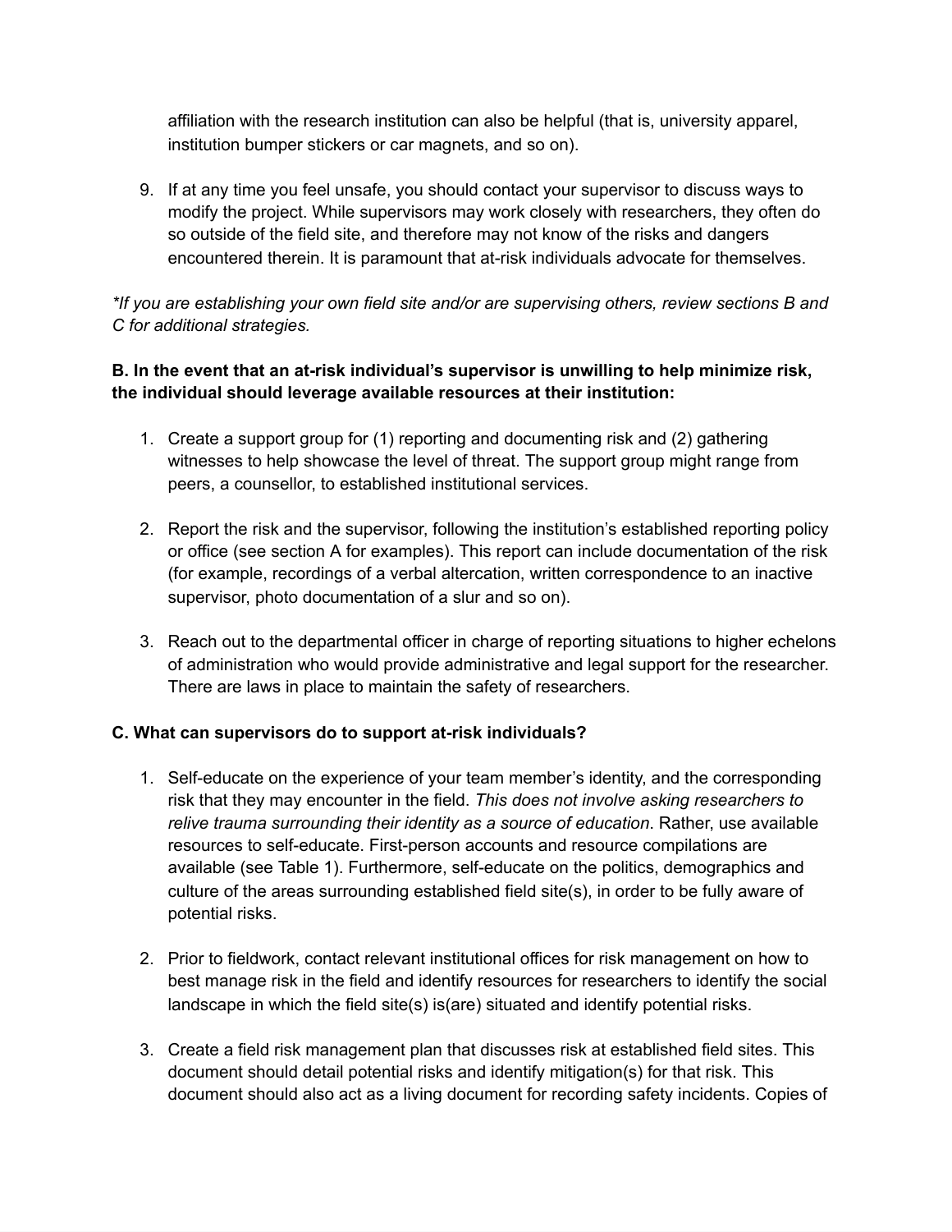affiliation with the research institution can also be helpful (that is, university apparel, institution bumper stickers or car magnets, and so on).

9. If at any time you feel unsafe, you should contact your supervisor to discuss ways to modify the project. While supervisors may work closely with researchers, they often do so outside of the field site, and therefore may not know of the risks and dangers encountered therein. It is paramount that at-risk individuals advocate for themselves.

*\*If you are establishing your own field site and/or are supervising others, review sections B and C for additional strategies.*

**B. In the event that an at-risk individual's supervisor is unwilling to help minimize risk, the individual should leverage available resources at their institution:**

1. Create a support group for (1) reporting and documenting risk and (2) gathering witnesses to help showcase the level of threat. The support group might range from peers, a counsellor, to established institutional services.

2. Report the risk and the supervisor, following the institution's established reporting policy or office (see section A for examples). This report can include documentation of the risk (for example, recordings of a verbal altercation, written correspondence to an inactive supervisor, photo documentation of a slur and so on).

3. Reach out to the departmental officer in charge of reporting situations to higher echelons of administration who would provide administrative and legal support for the researcher. There are laws in place to maintain the safety of researchers.

**C. What can supervisors do to support at-risk individuals?**

1. Self-educate on the experience of your team member's identity, and the corresponding risk that they may encounter in the field. *This does not involve asking researchers to relive trauma surrounding their identity as a source of education*. Rather, use available resources to self-educate. First-person accounts and resource compilations are available (see Table 1). Furthermore, self-educate on the politics, demographics and culture of the areas surrounding established field site(s), in order to be fully aware of potential risks.

2. Prior to fieldwork, contact relevant institutional offices for risk management on how to best manage risk in the field and identify resources for researchers to identify the social landscape in which the field site(s) is(are) situated and identify potential risks.

3. Create a field risk management plan that discusses risk at established field sites. This document should detail potential risks and identify mitigation(s) for that risk. This document should also act as a living document for recording safety incidents. Copies of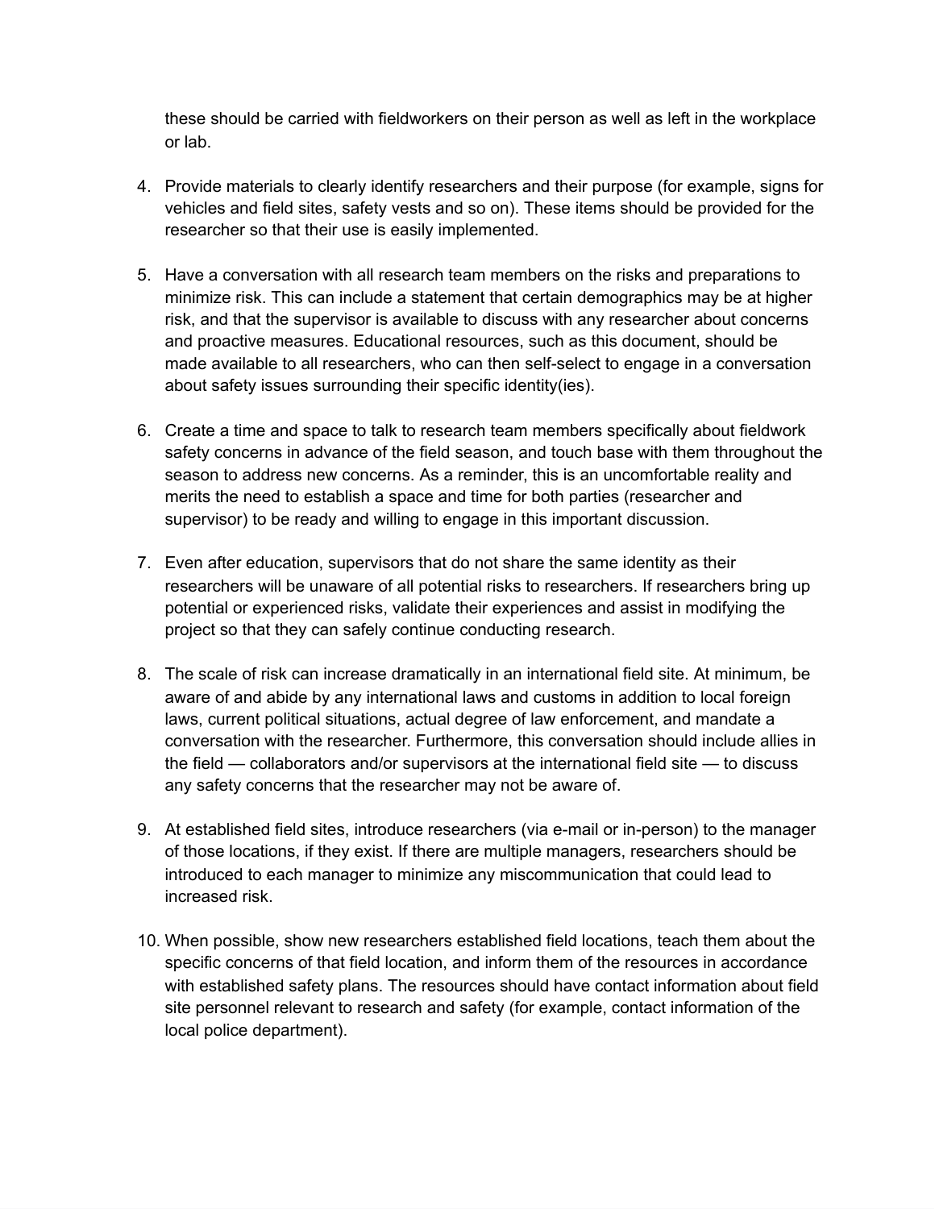these should be carried with fieldworkers on their person as well as left in the workplace or lab.

4. Provide materials to clearly identify researchers and their purpose (for example, signs for vehicles and field sites, safety vests and so on). These items should be provided for the researcher so that their use is easily implemented.

5. Have a conversation with all research team members on the risks and preparations to minimize risk. This can include a statement that certain demographics may be at higher risk, and that the supervisor is available to discuss with any researcher about concerns and proactive measures. Educational resources, such as this document, should be made available to all researchers, who can then self-select to engage in a conversation about safety issues surrounding their specific identity(ies).

6. Create a time and space to talk to research team members specifically about fieldwork safety concerns in advance of the field season, and touch base with them throughout the season to address new concerns. As a reminder, this is an uncomfortable reality and merits the need to establish a space and time for both parties (researcher and supervisor) to be ready and willing to engage in this important discussion.

7. Even after education, supervisors that do not share the same identity as their researchers will be unaware of all potential risks to researchers. If researchers bring up potential or experienced risks, validate their experiences and assist in modifying the project so that they can safely continue conducting research.

8. The scale of risk can increase dramatically in an international field site. At minimum, be aware of and abide by any international laws and customs in addition to local foreign laws, current political situations, actual degree of law enforcement, and mandate a conversation with the researcher. Furthermore, this conversation should include allies in the field — collaborators and/or supervisors at the international field site — to discuss any safety concerns that the researcher may not be aware of.

9. At established field sites, introduce researchers (via e-mail or in-person) to the manager of those locations, if they exist. If there are multiple managers, researchers should be introduced to each manager to minimize any miscommunication that could lead to increased risk.

10. When possible, show new researchers established field locations, teach them about the specific concerns of that field location, and inform them of the resources in accordance with established safety plans. The resources should have contact information about field site personnel relevant to research and safety (for example, contact information of the local police department).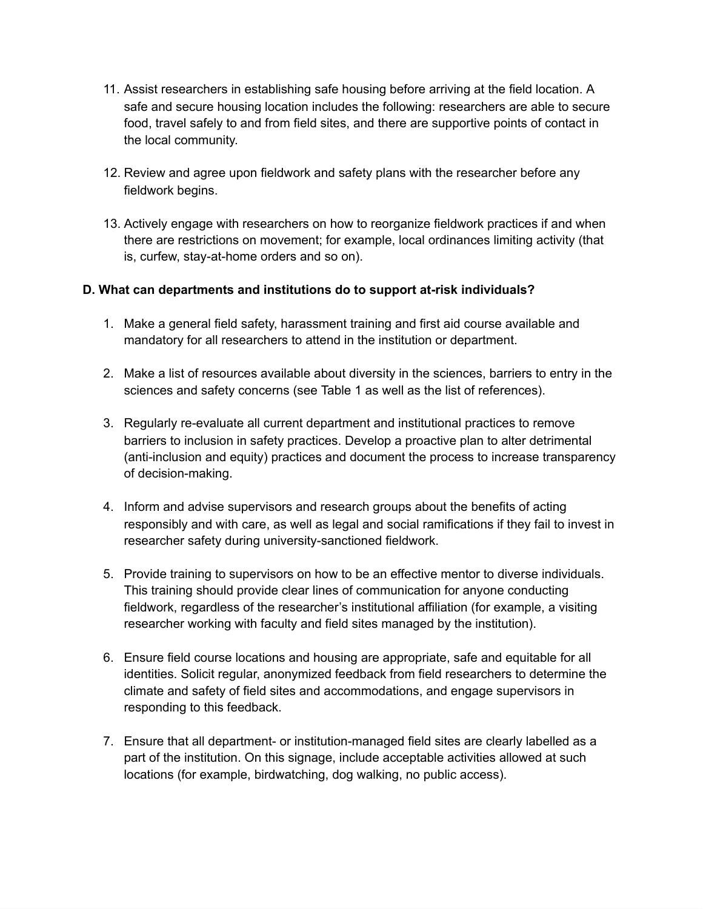11. Assist researchers in establishing safe housing before arriving at the field location. A safe and secure housing location includes the following: researchers are able to secure food, travel safely to and from field sites, and there are supportive points of contact in the local community.

12. Review and agree upon fieldwork and safety plans with the researcher before any fieldwork begins.

13. Actively engage with researchers on how to reorganize fieldwork practices if and when there are restrictions on movement; for example, local ordinances limiting activity (that is, curfew, stay-at-home orders and so on).

**D. What can departments and institutions do to support at-risk individuals?**

1. Make a general field safety, harassment training and first aid course available and mandatory for all researchers to attend in the institution or department.

2. Make a list of resources available about diversity in the sciences, barriers to entry in the sciences and safety concerns (see Table 1 as well as the list of references).

3. Regularly re-evaluate all current department and institutional practices to remove barriers to inclusion in safety practices. Develop a proactive plan to alter detrimental (anti-inclusion and equity) practices and document the process to increase transparency of decision-making.

4. Inform and advise supervisors and research groups about the benefits of acting responsibly and with care, as well as legal and social ramifications if they fail to invest in researcher safety during university-sanctioned fieldwork.

5. Provide training to supervisors on how to be an effective mentor to diverse individuals. This training should provide clear lines of communication for anyone conducting fieldwork, regardless of the researcher's institutional affiliation (for example, a visiting researcher working with faculty and field sites managed by the institution).

6. Ensure field course locations and housing are appropriate, safe and equitable for all identities. Solicit regular, anonymized feedback from field researchers to determine the climate and safety of field sites and accommodations, and engage supervisors in responding to this feedback.

7. Ensure that all department- or institution-managed field sites are clearly labelled as a part of the institution. On this signage, include acceptable activities allowed at such locations (for example, birdwatching, dog walking, no public access).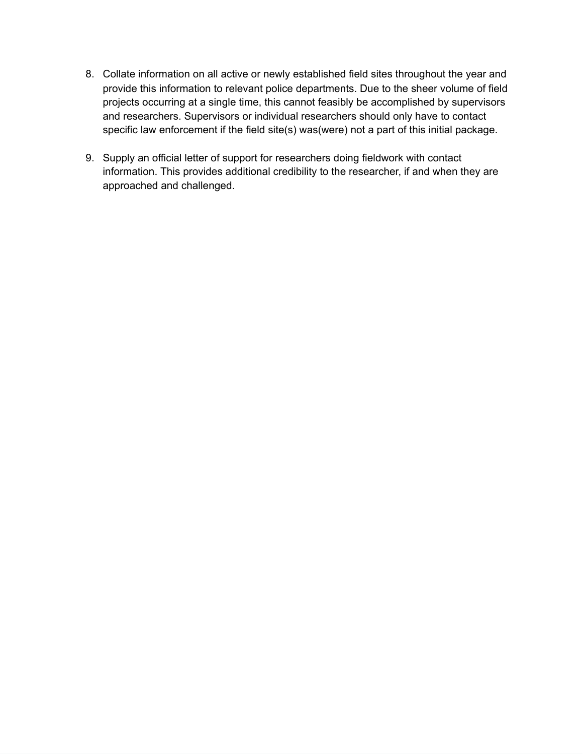8. Collate information on all active or newly established field sites throughout the year and provide this information to relevant police departments. Due to the sheer volume of field projects occurring at a single time, this cannot feasibly be accomplished by supervisors and researchers. Supervisors or individual researchers should only have to contact specific law enforcement if the field site(s) was(were) not a part of this initial package.

9. Supply an official letter of support for researchers doing fieldwork with contact information. This provides additional credibility to the researcher, if and when they are approached and challenged.